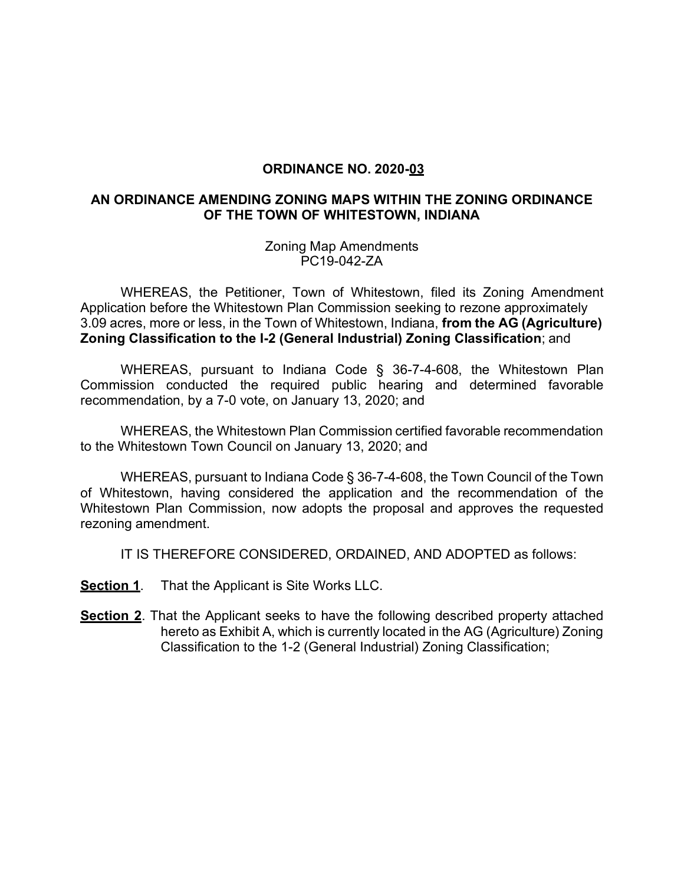**ORDINANCE NO. 2020-03**

**AN ORDINANCE AMENDING ZONING MAPS WITHIN THE ZONING ORDINANCE OF THE TOWN OF WHITESTOWN, INDIANA**

Zoning Map Amendments
PC19-042-ZA

WHEREAS, the Petitioner, Town of Whitestown, filed its Zoning Amendment Application before the Whitestown Plan Commission seeking to rezone approximately 3.09 acres, more or less, in the Town of Whitestown, Indiana, **from the AG (Agriculture) Zoning Classification to the I-2 (General Industrial) Zoning Classification**; and

WHEREAS, pursuant to Indiana Code § 36-7-4-608, the Whitestown Plan Commission conducted the required public hearing and determined favorable recommendation, by a 7-0 vote, on January 13, 2020; and

WHEREAS, the Whitestown Plan Commission certified favorable recommendation to the Whitestown Town Council on January 13, 2020; and

WHEREAS, pursuant to Indiana Code § 36-7-4-608, the Town Council of the Town of Whitestown, having considered the application and the recommendation of the Whitestown Plan Commission, now adopts the proposal and approves the requested rezoning amendment.

IT IS THEREFORE CONSIDERED, ORDAINED, AND ADOPTED as follows:

**Section 1**. That the Applicant is Site Works LLC.

**Section 2**. That the Applicant seeks to have the following described property attached hereto as Exhibit A, which is currently located in the AG (Agriculture) Zoning Classification to the 1-2 (General Industrial) Zoning Classification;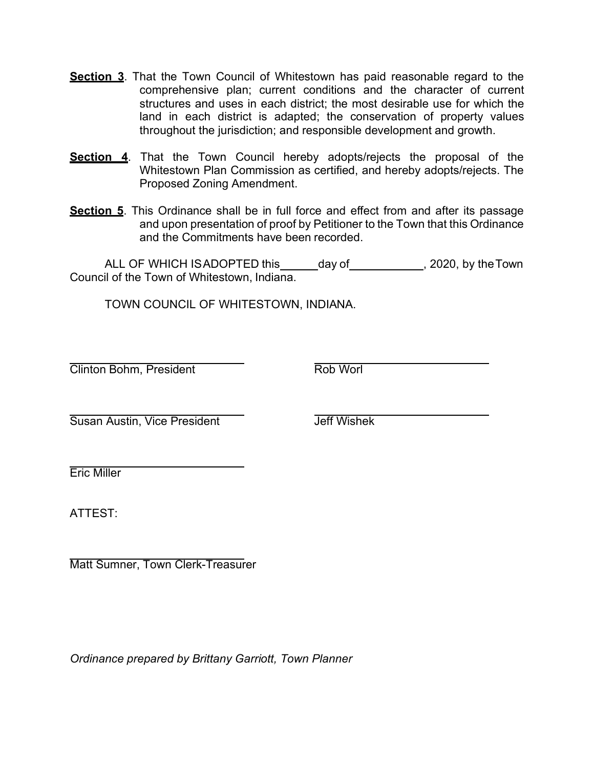**Section 3**. That the Town Council of Whitestown has paid reasonable regard to the comprehensive plan; current conditions and the character of current structures and uses in each district; the most desirable use for which the land in each district is adapted; the conservation of property values throughout the jurisdiction; and responsible development and growth.

**Section 4**. That the Town Council hereby adopts/rejects the proposal of the Whitestown Plan Commission as certified, and hereby adopts/rejects. The Proposed Zoning Amendment.

**Section 5**. This Ordinance shall be in full force and effect from and after its passage and upon presentation of proof by Petitioner to the Town that this Ordinance and the Commitments have been recorded.

ALL OF WHICH IS ADOPTED this ______ day of ____________, 2020, by the Town Council of the Town of Whitestown, Indiana.

TOWN COUNCIL OF WHITESTOWN, INDIANA.

______________________________
Clinton Bohm, President

______________________________
Rob Worl

______________________________
Susan Austin, Vice President

______________________________
Jeff Wishek

______________________________
Eric Miller

ATTEST:

______________________________
Matt Sumner, Town Clerk-Treasurer

*Ordinance prepared by Brittany Garriott, Town Planner*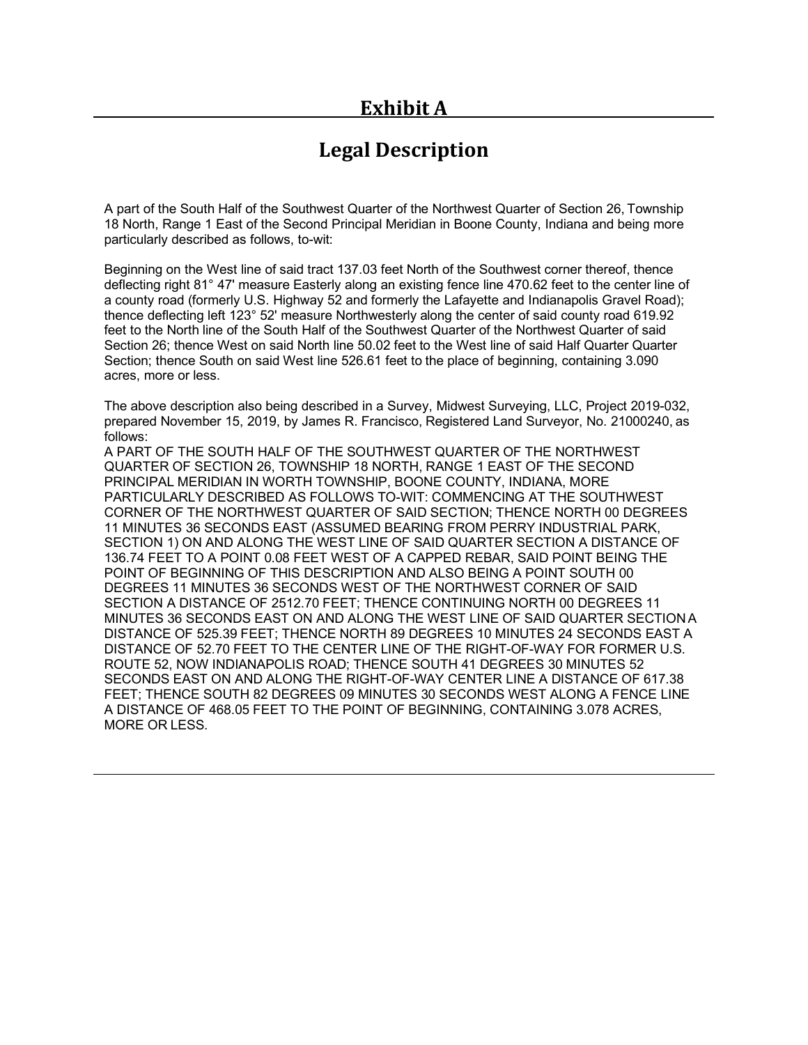# Exhibit A

# Legal Description

A part of the South Half of the Southwest Quarter of the Northwest Quarter of Section 26, Township 18 North, Range 1 East of the Second Principal Meridian in Boone County, Indiana and being more particularly described as follows, to-wit:

Beginning on the West line of said tract 137.03 feet North of the Southwest corner thereof, thence deflecting right 81° 47' measure Easterly along an existing fence line 470.62 feet to the center line of a county road (formerly U.S. Highway 52 and formerly the Lafayette and Indianapolis Gravel Road); thence deflecting left 123° 52' measure Northwesterly along the center of said county road 619.92 feet to the North line of the South Half of the Southwest Quarter of the Northwest Quarter of said Section 26; thence West on said North line 50.02 feet to the West line of said Half Quarter Quarter Section; thence South on said West line 526.61 feet to the place of beginning, containing 3.090 acres, more or less.

The above description also being described in a Survey, Midwest Surveying, LLC, Project 2019-032, prepared November 15, 2019, by James R. Francisco, Registered Land Surveyor, No. 21000240, as follows:
A PART OF THE SOUTH HALF OF THE SOUTHWEST QUARTER OF THE NORTHWEST QUARTER OF SECTION 26, TOWNSHIP 18 NORTH, RANGE 1 EAST OF THE SECOND PRINCIPAL MERIDIAN IN WORTH TOWNSHIP, BOONE COUNTY, INDIANA, MORE PARTICULARLY DESCRIBED AS FOLLOWS TO-WIT: COMMENCING AT THE SOUTHWEST CORNER OF THE NORTHWEST QUARTER OF SAID SECTION; THENCE NORTH 00 DEGREES 11 MINUTES 36 SECONDS EAST (ASSUMED BEARING FROM PERRY INDUSTRIAL PARK, SECTION 1) ON AND ALONG THE WEST LINE OF SAID QUARTER SECTION A DISTANCE OF 136.74 FEET TO A POINT 0.08 FEET WEST OF A CAPPED REBAR, SAID POINT BEING THE POINT OF BEGINNING OF THIS DESCRIPTION AND ALSO BEING A POINT SOUTH 00 DEGREES 11 MINUTES 36 SECONDS WEST OF THE NORTHWEST CORNER OF SAID SECTION A DISTANCE OF 2512.70 FEET; THENCE CONTINUING NORTH 00 DEGREES 11 MINUTES 36 SECONDS EAST ON AND ALONG THE WEST LINE OF SAID QUARTER SECTION A DISTANCE OF 525.39 FEET; THENCE NORTH 89 DEGREES 10 MINUTES 24 SECONDS EAST A DISTANCE OF 52.70 FEET TO THE CENTER LINE OF THE RIGHT-OF-WAY FOR FORMER U.S. ROUTE 52, NOW INDIANAPOLIS ROAD; THENCE SOUTH 41 DEGREES 30 MINUTES 52 SECONDS EAST ON AND ALONG THE RIGHT-OF-WAY CENTER LINE A DISTANCE OF 617.38 FEET; THENCE SOUTH 82 DEGREES 09 MINUTES 30 SECONDS WEST ALONG A FENCE LINE A DISTANCE OF 468.05 FEET TO THE POINT OF BEGINNING, CONTAINING 3.078 ACRES, MORE OR LESS.